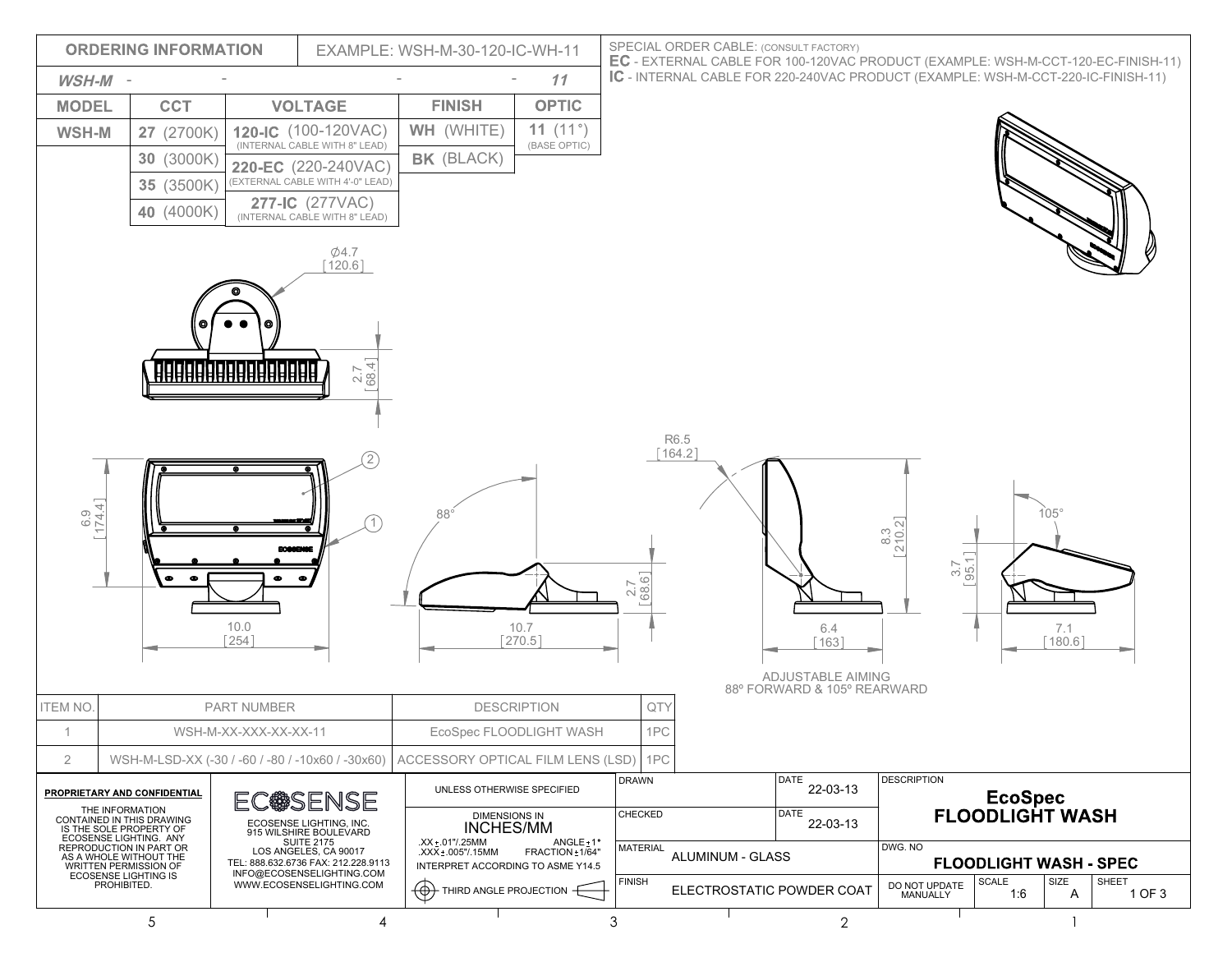## ORDERING INFORMATION

EXAMPLE: WSH-M-30-120-IC-WH-11

| MODEL | CCT | VOLTAGE | FINISH | OPTIC |
|---|---|---|---|---|
| *WSH-M* - | - | - | - | *11* |
| WSH-M | **27** (2700K) | **120-IC** (100-120VAC) (INTERNAL CABLE WITH 8" LEAD) | **WH** (WHITE) | **11** (11°) (BASE OPTIC) |
| | **30** (3000K) | **220-EC** (220-240VAC) (EXTERNAL CABLE WITH 4'-0" LEAD) | **BK** (BLACK) | |
| | **35** (3500K) | **277-IC** (277VAC) (INTERNAL CABLE WITH 8" LEAD) | | |
| | **40** (4000K) | | | |

SPECIAL ORDER CABLE: (CONSULT FACTORY)
**EC** - EXTERNAL CABLE FOR 100-120VAC PRODUCT (EXAMPLE: WSH-M-CCT-120-EC-FINISH-11)
**IC** - INTERNAL CABLE FOR 220-240VAC PRODUCT (EXAMPLE: WSH-M-CCT-220-IC-FINISH-11)

Ø4.7 [120.6]

2.7 [68.4]

6.9 [174.4]

10.0 [254]

88°

2.7 [68.6]

10.7 [270.5]

R6.5 [164.2]

8.3 [210.2]

6.4 [163]

105°

3.7 [95.1]

7.1 [180.6]

ADJUSTABLE AIMING
88º FORWARD & 105º REARWARD

| ITEM NO. | PART NUMBER | DESCRIPTION | QTY |
|---|---|---|---|
| 1 | WSH-M-XX-XXX-XX-XX-11 | EcoSpec FLOODLIGHT WASH | 1PC |
| 2 | WSH-M-LSD-XX (-30 / -60 / -80 / -10x60 / -30x60) | ACCESSORY OPTICAL FILM LENS (LSD) | 1PC |

**PROPRIETARY AND CONFIDENTIAL**

THE INFORMATION CONTAINED IN THIS DRAWING IS THE SOLE PROPERTY OF ECOSENSE LIGHTING. ANY REPRODUCTION IN PART OR AS A WHOLE WITHOUT THE WRITTEN PERMISSION OF ECOSENSE LIGHTING IS PROHIBITED.

ECOSENSE

ECOSENSE LIGHTING, INC.
915 WILSHIRE BOULEVARD
SUITE 2175
LOS ANGELES, CA 90017
TEL: 888.632.6736 FAX: 212.228.9113
INFO@ECOSENSELIGHTING.COM
WWW.ECOSENSELIGHTING.COM

UNLESS OTHERWISE SPECIFIED

DIMENSIONS IN INCHES/MM

.XX ±.01"/.25MM ANGLE ±1°
.XXX ±.005"/.15MM FRACTION ±1/64"
INTERPRET ACCORDING TO ASME Y14.5

THIRD ANGLE PROJECTION

| DRAWN | | DATE 22-03-13 |
|---|---|---|
| CHECKED | | DATE 22-03-13 |
| MATERIAL | ALUMINUM - GLASS | |
| FINISH | ELECTROSTATIC POWDER COAT | |

DESCRIPTION: **EcoSpec FLOODLIGHT WASH**

DWG. NO: **FLOODLIGHT WASH - SPEC**

| DO NOT UPDATE MANUALLY | SCALE 1:6 | SIZE A | SHEET 1 OF 3 |
|---|---|---|---|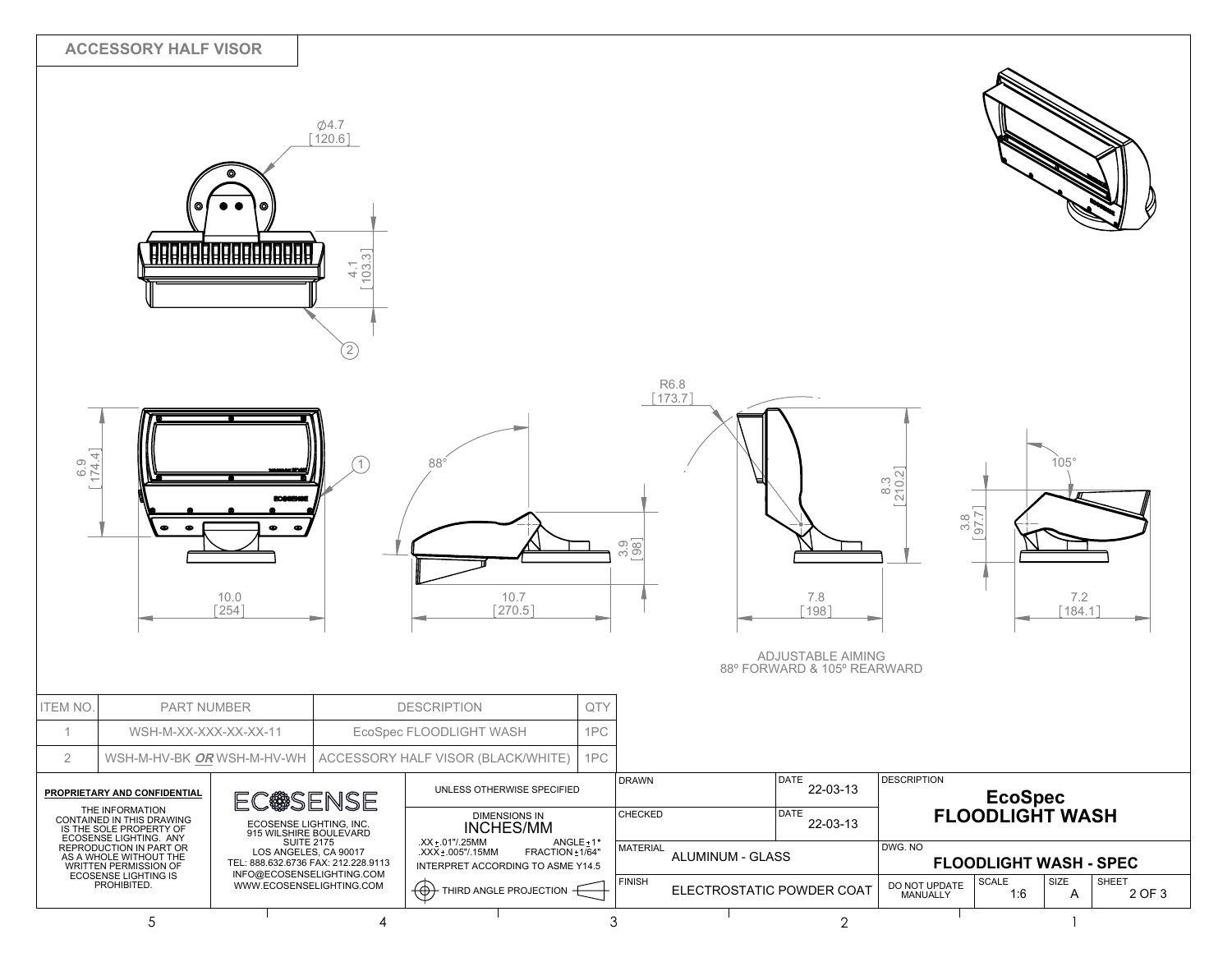## ACCESSORY HALF VISOR

Ø4.7 [120.6]

4.1 [103.3]

6.9 [174.4]

10.0 [254]

88°

10.7 [270.5]

3.9 [98]

R6.8 [173.7]

8.3 [210.2]

7.8 [198]

105°

3.8 [97.7]

7.2 [184.1]

ADJUSTABLE AIMING
88º FORWARD & 105º REARWARD

| ITEM NO. | PART NUMBER | DESCRIPTION | QTY |
|---|---|---|---|
| 1 | WSH-M-XX-XXX-XX-XX-11 | EcoSpec FLOODLIGHT WASH | 1PC |
| 2 | WSH-M-HV-BK ***OR*** WSH-M-HV-WH | ACCESSORY HALF VISOR (BLACK/WHITE) | 1PC |

**PROPRIETARY AND CONFIDENTIAL**

THE INFORMATION CONTAINED IN THIS DRAWING IS THE SOLE PROPERTY OF ECOSENSE LIGHTING. ANY REPRODUCTION IN PART OR AS A WHOLE WITHOUT THE WRITTEN PERMISSION OF ECOSENSE LIGHTING IS PROHIBITED.

ECOSENSE

ECOSENSE LIGHTING, INC.
915 WILSHIRE BOULEVARD
SUITE 2175
LOS ANGELES, CA 90017
TEL: 888.632.6736 FAX: 212.228.9113
INFO@ECOSENSELIGHTING.COM
WWW.ECOSENSELIGHTING.COM

UNLESS OTHERWISE SPECIFIED

DIMENSIONS IN
INCHES/MM

.XX ± .01"/.25MM ANGLE ± 1°
.XXX ± .005"/.15MM FRACTION ± 1/64"
INTERPRET ACCORDING TO ASME Y14.5

THIRD ANGLE PROJECTION

| DRAWN | DATE 22-03-13 |
|---|---|
| CHECKED | DATE 22-03-13 |
| MATERIAL | ALUMINUM - GLASS |
| FINISH | ELECTROSTATIC POWDER COAT |

DESCRIPTION
**EcoSpec**
**FLOODLIGHT WASH**

DWG. NO
**FLOODLIGHT WASH - SPEC**

| DO NOT UPDATE MANUALLY | SCALE 1:6 | SIZE A | SHEET 2 OF 3 |
|---|---|---|---|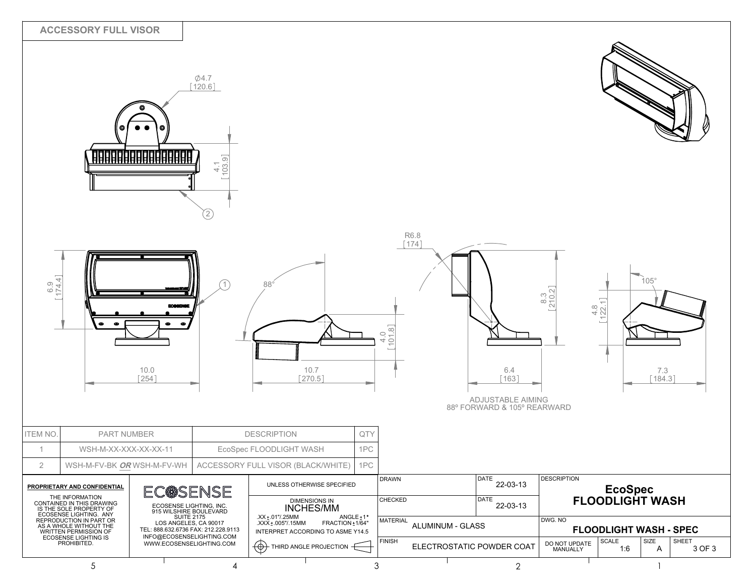## ACCESSORY FULL VISOR

Ø4.7
[120.6]

4.1
[103.9]

2

6.9
[174.4]

1

10.0
[254]

88°

4.0
[101.8]

10.7
[270.5]

R6.8
[174]

8.3
[210.2]

6.4
[163]

105°

4.8
[122.1]

7.3
[184.3]

ADJUSTABLE AIMING
88º FORWARD & 105º REARWARD

| ITEM NO. | PART NUMBER | DESCRIPTION | QTY |
|---|---|---|---|
| 1 | WSH-M-XX-XXX-XX-XX-11 | EcoSpec FLOODLIGHT WASH | 1PC |
| 2 | WSH-M-FV-BK ***OR*** WSH-M-FV-WH | ACCESSORY FULL VISOR (BLACK/WHITE) | 1PC |

**PROPRIETARY AND CONFIDENTIAL**

THE INFORMATION CONTAINED IN THIS DRAWING IS THE SOLE PROPERTY OF ECOSENSE LIGHTING. ANY REPRODUCTION IN PART OR AS A WHOLE WITHOUT THE WRITTEN PERMISSION OF ECOSENSE LIGHTING IS PROHIBITED.

ECOSENSE

ECOSENSE LIGHTING, INC.
915 WILSHIRE BOULEVARD
SUITE 2175
LOS ANGELES, CA 90017
TEL: 888.632.6736 FAX: 212.228.9113
INFO@ECOSENSELIGHTING.COM
WWW.ECOSENSELIGHTING.COM

UNLESS OTHERWISE SPECIFIED

DIMENSIONS IN
INCHES/MM

.XX ±.01"/.25MM ANGLE ±1°
.XXX ±.005"/.15MM FRACTION ±1/64"
INTERPRET ACCORDING TO ASME Y14.5

THIRD ANGLE PROJECTION

| | | | | | | | |
|---|---|---|---|---|---|---|---|
| DRAWN | | DATE 22-03-13 | DESCRIPTION | **EcoSpec FLOODLIGHT WASH** | | | |
| CHECKED | | DATE 22-03-13 | | | | | |
| MATERIAL | ALUMINUM - GLASS | | DWG. NO | **FLOODLIGHT WASH - SPEC** | | | |
| FINISH | ELECTROSTATIC POWDER COAT | | DO NOT UPDATE MANUALLY | SCALE 1:6 | SIZE A | SHEET 3 OF 3 | |